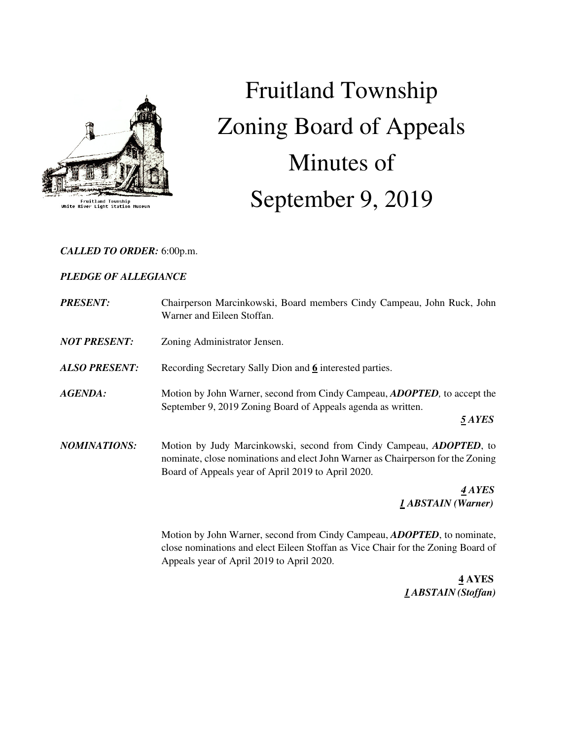# Fruitland Township Zoning Board of Appeals Minutes of September 9, 2019

Fruitland Township
White River Light Station Museum

***CALLED TO ORDER:*** 6:00p.m.

***PLEDGE OF ALLEGIANCE***

***PRESENT:*** Chairperson Marcinkowski, Board members Cindy Campeau, John Ruck, John Warner and Eileen Stoffan.

***NOT PRESENT:*** Zoning Administrator Jensen.

***ALSO PRESENT:*** Recording Secretary Sally Dion and **6** interested parties.

***AGENDA:*** Motion by John Warner, second from Cindy Campeau, ***ADOPTED,*** to accept the September 9, 2019 Zoning Board of Appeals agenda as written.

***5 AYES***

***NOMINATIONS:*** Motion by Judy Marcinkowski, second from Cindy Campeau, ***ADOPTED***, to nominate, close nominations and elect John Warner as Chairperson for the Zoning Board of Appeals year of April 2019 to April 2020.

***4 AYES***
***1 ABSTAIN (Warner)***

Motion by John Warner, second from Cindy Campeau, ***ADOPTED***, to nominate, close nominations and elect Eileen Stoffan as Vice Chair for the Zoning Board of Appeals year of April 2019 to April 2020.

**4 AYES**
***1 ABSTAIN (Stoffan)***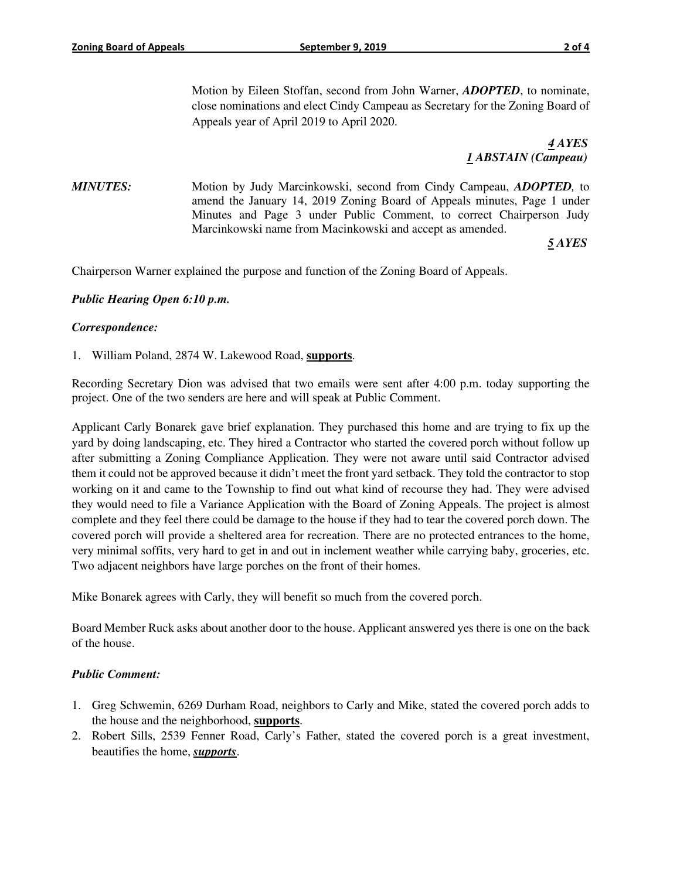Motion by Eileen Stoffan, second from John Warner, ***ADOPTED***, to nominate, close nominations and elect Cindy Campeau as Secretary for the Zoning Board of Appeals year of April 2019 to April 2020.

***4 AYES***
***1 ABSTAIN (Campeau)***

***MINUTES:*** Motion by Judy Marcinkowski, second from Cindy Campeau, ***ADOPTED,*** to amend the January 14, 2019 Zoning Board of Appeals minutes, Page 1 under Minutes and Page 3 under Public Comment, to correct Chairperson Judy Marcinkowski name from Macinkowski and accept as amended.

***5 AYES***

Chairperson Warner explained the purpose and function of the Zoning Board of Appeals.

***Public Hearing Open 6:10 p.m.***

***Correspondence:***

1. William Poland, 2874 W. Lakewood Road, **supports**.

Recording Secretary Dion was advised that two emails were sent after 4:00 p.m. today supporting the project. One of the two senders are here and will speak at Public Comment.

Applicant Carly Bonarek gave brief explanation. They purchased this home and are trying to fix up the yard by doing landscaping, etc. They hired a Contractor who started the covered porch without follow up after submitting a Zoning Compliance Application. They were not aware until said Contractor advised them it could not be approved because it didn't meet the front yard setback. They told the contractor to stop working on it and came to the Township to find out what kind of recourse they had. They were advised they would need to file a Variance Application with the Board of Zoning Appeals. The project is almost complete and they feel there could be damage to the house if they had to tear the covered porch down. The covered porch will provide a sheltered area for recreation. There are no protected entrances to the home, very minimal soffits, very hard to get in and out in inclement weather while carrying baby, groceries, etc. Two adjacent neighbors have large porches on the front of their homes.

Mike Bonarek agrees with Carly, they will benefit so much from the covered porch.

Board Member Ruck asks about another door to the house. Applicant answered yes there is one on the back of the house.

***Public Comment:***

1. Greg Schwemin, 6269 Durham Road, neighbors to Carly and Mike, stated the covered porch adds to the house and the neighborhood, **supports**.
2. Robert Sills, 2539 Fenner Road, Carly's Father, stated the covered porch is a great investment, beautifies the home, ***supports***.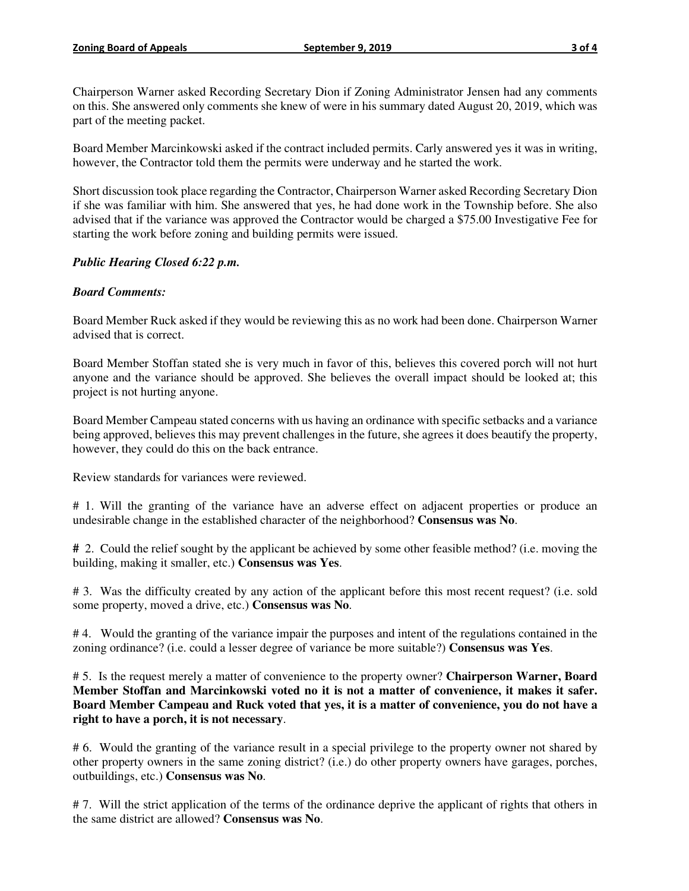Chairperson Warner asked Recording Secretary Dion if Zoning Administrator Jensen had any comments on this. She answered only comments she knew of were in his summary dated August 20, 2019, which was part of the meeting packet.

Board Member Marcinkowski asked if the contract included permits. Carly answered yes it was in writing, however, the Contractor told them the permits were underway and he started the work.

Short discussion took place regarding the Contractor, Chairperson Warner asked Recording Secretary Dion if she was familiar with him. She answered that yes, he had done work in the Township before. She also advised that if the variance was approved the Contractor would be charged a $75.00 Investigative Fee for starting the work before zoning and building permits were issued.

***Public Hearing Closed 6:22 p.m.***

***Board Comments:***

Board Member Ruck asked if they would be reviewing this as no work had been done. Chairperson Warner advised that is correct.

Board Member Stoffan stated she is very much in favor of this, believes this covered porch will not hurt anyone and the variance should be approved. She believes the overall impact should be looked at; this project is not hurting anyone.

Board Member Campeau stated concerns with us having an ordinance with specific setbacks and a variance being approved, believes this may prevent challenges in the future, she agrees it does beautify the property, however, they could do this on the back entrance.

Review standards for variances were reviewed.

# 1. Will the granting of the variance have an adverse effect on adjacent properties or produce an undesirable change in the established character of the neighborhood? **Consensus was No**.

**#** 2. Could the relief sought by the applicant be achieved by some other feasible method? (i.e. moving the building, making it smaller, etc.) **Consensus was Yes**.

# 3. Was the difficulty created by any action of the applicant before this most recent request? (i.e. sold some property, moved a drive, etc.) **Consensus was No**.

# 4. Would the granting of the variance impair the purposes and intent of the regulations contained in the zoning ordinance? (i.e. could a lesser degree of variance be more suitable?) **Consensus was Yes**.

# 5. Is the request merely a matter of convenience to the property owner? **Chairperson Warner, Board Member Stoffan and Marcinkowski voted no it is not a matter of convenience, it makes it safer. Board Member Campeau and Ruck voted that yes, it is a matter of convenience, you do not have a right to have a porch, it is not necessary**.

# 6. Would the granting of the variance result in a special privilege to the property owner not shared by other property owners in the same zoning district? (i.e.) do other property owners have garages, porches, outbuildings, etc.) **Consensus was No**.

# 7. Will the strict application of the terms of the ordinance deprive the applicant of rights that others in the same district are allowed? **Consensus was No**.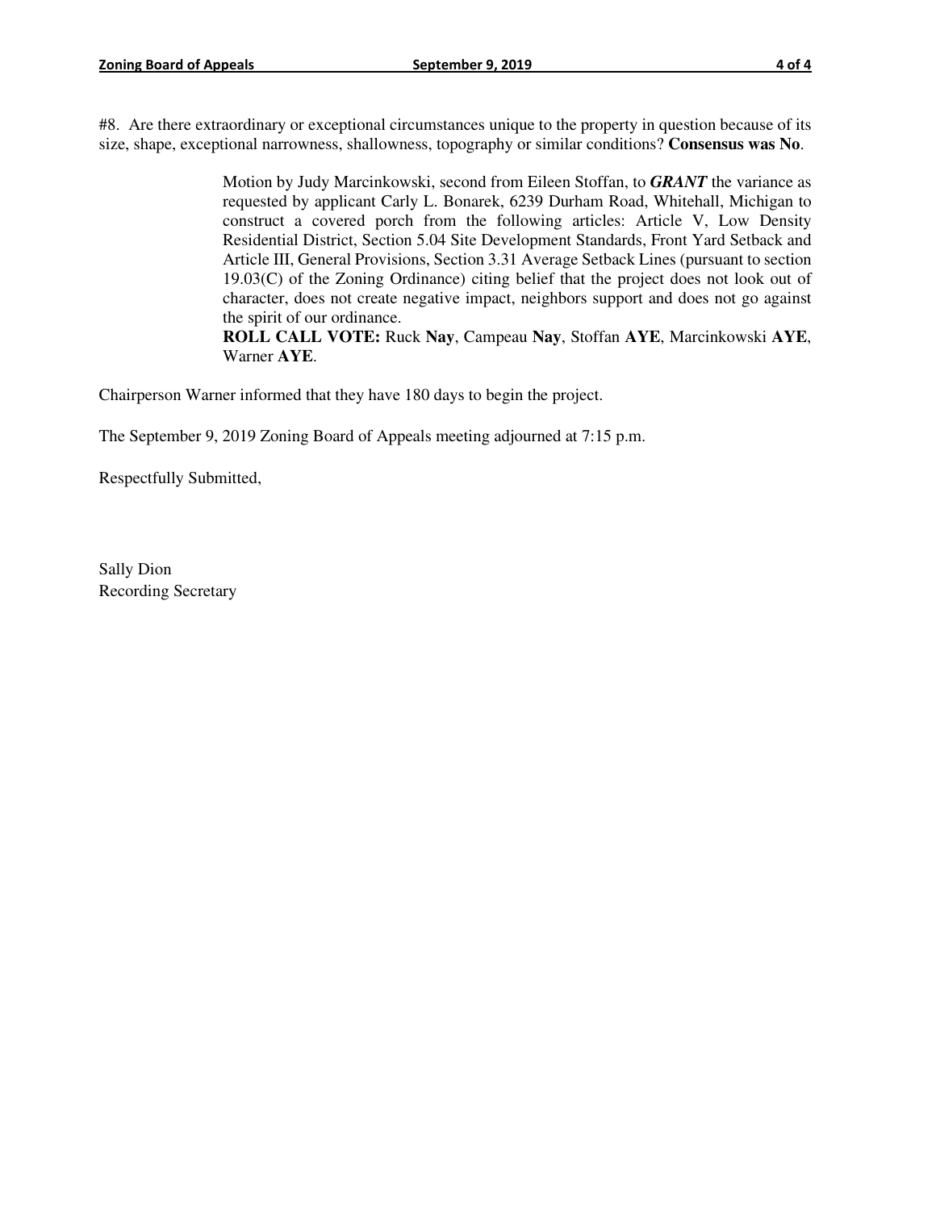#8. Are there extraordinary or exceptional circumstances unique to the property in question because of its size, shape, exceptional narrowness, shallowness, topography or similar conditions? **Consensus was No**.

> Motion by Judy Marcinkowski, second from Eileen Stoffan, to ***GRANT*** the variance as requested by applicant Carly L. Bonarek, 6239 Durham Road, Whitehall, Michigan to construct a covered porch from the following articles: Article V, Low Density Residential District, Section 5.04 Site Development Standards, Front Yard Setback and Article III, General Provisions, Section 3.31 Average Setback Lines (pursuant to section 19.03(C) of the Zoning Ordinance) citing belief that the project does not look out of character, does not create negative impact, neighbors support and does not go against the spirit of our ordinance.
>
> **ROLL CALL VOTE:** Ruck **Nay**, Campeau **Nay**, Stoffan **AYE**, Marcinkowski **AYE**, Warner **AYE**.

Chairperson Warner informed that they have 180 days to begin the project.

The September 9, 2019 Zoning Board of Appeals meeting adjourned at 7:15 p.m.

Respectfully Submitted,

Sally Dion
Recording Secretary